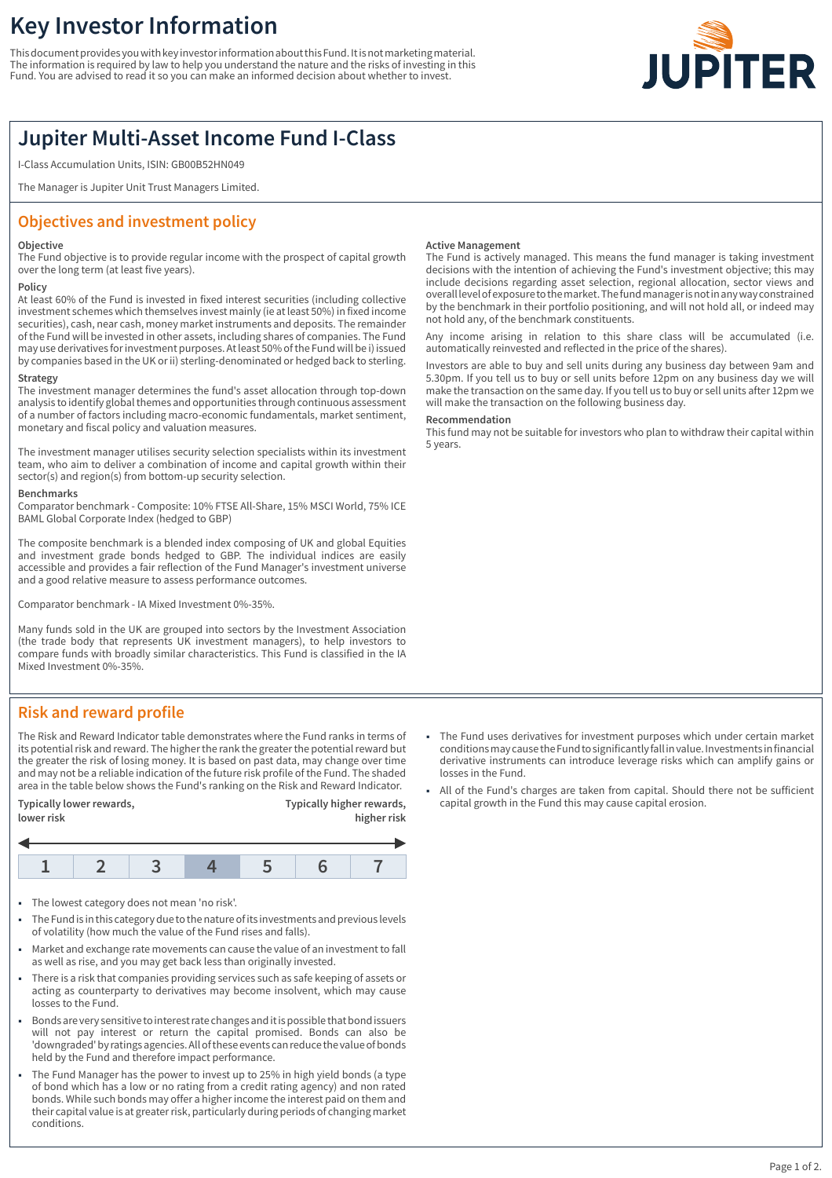# Key Investor Information

This document provides you with key investor information about this Fund. It is not marketing material. The information is required by law to help you understand the nature and the risks of investing in this Fund. You are advised to read it so you can make an informed decision about whether to invest.

## Jupiter Multi-Asset Income Fund I-Class

I-Class Accumulation Units, ISIN: GB00B52HN049

The Manager is Jupiter Unit Trust Managers Limited.

## Objectives and investment policy

**Objective**

The Fund objective is to provide regular income with the prospect of capital growth over the long term (at least five years).

**Policy**

At least 60% of the Fund is invested in fixed interest securities (including collective investment schemes which themselves invest mainly (ie at least 50%) in fixed income securities), cash, near cash, money market instruments and deposits. The remainder of the Fund will be invested in other assets, including shares of companies. The Fund may use derivatives for investment purposes. At least 50% of the Fund will be i) issued by companies based in the UK or ii) sterling-denominated or hedged back to sterling.

**Strategy**

The investment manager determines the fund's asset allocation through top-down analysis to identify global themes and opportunities through continuous assessment of a number of factors including macro-economic fundamentals, market sentiment, monetary and fiscal policy and valuation measures.

The investment manager utilises security selection specialists within its investment team, who aim to deliver a combination of income and capital growth within their sector(s) and region(s) from bottom-up security selection.

**Benchmarks**

Comparator benchmark - Composite: 10% FTSE All-Share, 15% MSCI World, 75% ICE BAML Global Corporate Index (hedged to GBP)

The composite benchmark is a blended index composing of UK and global Equities and investment grade bonds hedged to GBP. The individual indices are easily accessible and provides a fair reflection of the Fund Manager's investment universe and a good relative measure to assess performance outcomes.

Comparator benchmark - IA Mixed Investment 0%-35%.

Many funds sold in the UK are grouped into sectors by the Investment Association (the trade body that represents UK investment managers), to help investors to compare funds with broadly similar characteristics. This Fund is classified in the IA Mixed Investment 0%-35%.

**Active Management**

The Fund is actively managed. This means the fund manager is taking investment decisions with the intention of achieving the Fund's investment objective; this may include decisions regarding asset selection, regional allocation, sector views and overall level of exposure to the market. The fund manager is not in any way constrained by the benchmark in their portfolio positioning, and will not hold all, or indeed may not hold any, of the benchmark constituents.

Any income arising in relation to this share class will be accumulated (i.e. automatically reinvested and reflected in the price of the shares).

Investors are able to buy and sell units during any business day between 9am and 5.30pm. If you tell us to buy or sell units before 12pm on any business day we will make the transaction on the same day. If you tell us to buy or sell units after 12pm we will make the transaction on the following business day.

**Recommendation**

This fund may not be suitable for investors who plan to withdraw their capital within 5 years.

## Risk and reward profile

The Risk and Reward Indicator table demonstrates where the Fund ranks in terms of its potential risk and reward. The higher the rank the greater the potential reward but the greater the risk of losing money. It is based on past data, may change over time and may not be a reliable indication of the future risk profile of the Fund. The shaded area in the table below shows the Fund's ranking on the Risk and Reward Indicator.

**Typically lower rewards, lower risk** — **Typically higher rewards, higher risk**

| 1 | 2 | 3 | **4** | 5 | 6 | 7 |
|---|---|---|---|---|---|---|

(The Fund's ranking, shaded: 4)

- The lowest category does not mean 'no risk'.
- The Fund is in this category due to the nature of its investments and previous levels of volatility (how much the value of the Fund rises and falls).
- Market and exchange rate movements can cause the value of an investment to fall as well as rise, and you may get back less than originally invested.
- There is a risk that companies providing services such as safe keeping of assets or acting as counterparty to derivatives may become insolvent, which may cause losses to the Fund.
- Bonds are very sensitive to interest rate changes and it is possible that bond issuers will not pay interest or return the capital promised. Bonds can also be 'downgraded' by ratings agencies. All of these events can reduce the value of bonds held by the Fund and therefore impact performance.
- The Fund Manager has the power to invest up to 25% in high yield bonds (a type of bond which has a low or no rating from a credit rating agency) and non rated bonds. While such bonds may offer a higher income the interest paid on them and their capital value is at greater risk, particularly during periods of changing market conditions.
- The Fund uses derivatives for investment purposes which under certain market conditions may cause the Fund to significantly fall in value. Investments in financial derivative instruments can introduce leverage risks which can amplify gains or losses in the Fund.
- All of the Fund's charges are taken from capital. Should there not be sufficient capital growth in the Fund this may cause capital erosion.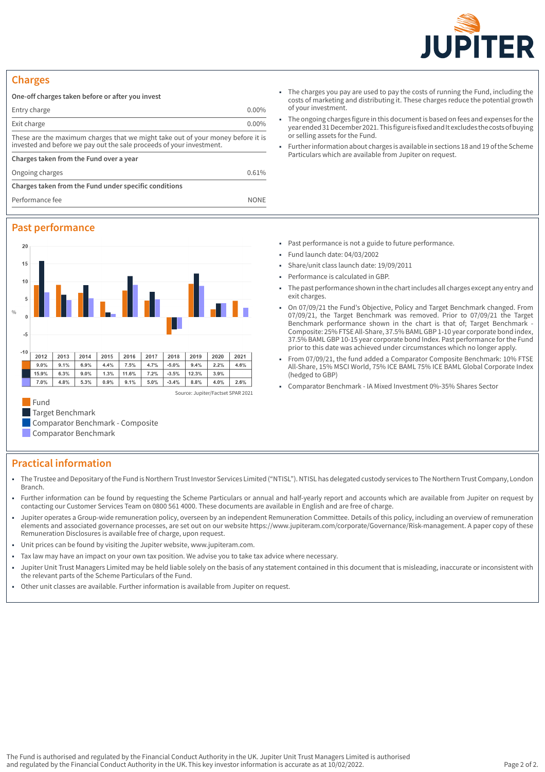## Charges

**One-off charges taken before or after you invest**

| | |
|---|---|
| Entry charge | 0.00% |
| Exit charge | 0.00% |

These are the maximum charges that we might take out of your money before it is invested and before we pay out the sale proceeds of your investment.

**Charges taken from the Fund over a year**

| | |
|---|---|
| Ongoing charges | 0.61% |

**Charges taken from the Fund under specific conditions**

| | |
|---|---|
| Performance fee | NONE |

- The charges you pay are used to pay the costs of running the Fund, including the costs of marketing and distributing it. These charges reduce the potential growth of your investment.
- The ongoing charges figure in this document is based on fees and expenses for the year ended 31 December 2021. This figure is fixed and It excludes the costs of buying or selling assets for the Fund.
- Further information about charges is available in sections 18 and 19 of the Scheme Particulars which are available from Jupiter on request.

## Past performance

20
15
10
5
%
0
-5
-10

2012 2013 2014 2015 2016 2017 2018 2019 2020 2021
9.0% 9.1% 6.9% 4.4% 7.5% 4.7% -5.0% 9.4% 2.2% 4.6%
15.9% 6.3% 9.0% 1.3% 11.6% 7.2% -3.5% 12.3% 3.9%
7.0% 4.8% 5.3% 0.9% 9.1% 5.0% -3.4% 8.8% 4.0% 2.6%

Source: Jupiter/Factset SPAR 2021

Fund
Target Benchmark
Comparator Benchmark - Composite
Comparator Benchmark

- Past performance is not a guide to future performance.
- Fund launch date: 04/03/2002
- Share/unit class launch date: 19/09/2011
- Performance is calculated in GBP.
- The past performance shown in the chart includes all charges except any entry and exit charges.
- On 07/09/21 the Fund's Objective, Policy and Target Benchmark changed. From 07/09/21, the Target Benchmark was removed. Prior to 07/09/21 the Target Benchmark performance shown in the chart is that of; Target Benchmark - Composite: 25% FTSE All-Share, 37.5% BAML GBP 1-10 year corporate bond index, 37.5% BAML GBP 10-15 year corporate bond Index. Past performance for the Fund prior to this date was achieved under circumstances which no longer apply.
- From 07/09/21, the fund added a Comparator Composite Benchmark: 10% FTSE All-Share, 15% MSCI World, 75% ICE BAML 75% ICE BAML Global Corporate Index (hedged to GBP)
- Comparator Benchmark - IA Mixed Investment 0%-35% Shares Sector

## Practical information

- The Trustee and Depositary of the Fund is Northern Trust Investor Services Limited ("NTISL"). NTISL has delegated custody services to The Northern Trust Company, London Branch.
- Further information can be found by requesting the Scheme Particulars or annual and half-yearly report and accounts which are available from Jupiter on request by contacting our Customer Services Team on 0800 561 4000. These documents are available in English and are free of charge.
- Jupiter operates a Group-wide remuneration policy, overseen by an independent Remuneration Committee. Details of this policy, including an overview of remuneration elements and associated governance processes, are set out on our website https://www.jupiteram.com/corporate/Governance/Risk-management. A paper copy of these Remuneration Disclosures is available free of charge, upon request.
- Unit prices can be found by visiting the Jupiter website, www.jupiteram.com.
- Tax law may have an impact on your own tax position. We advise you to take tax advice where necessary.
- Jupiter Unit Trust Managers Limited may be held liable solely on the basis of any statement contained in this document that is misleading, inaccurate or inconsistent with the relevant parts of the Scheme Particulars of the Fund.
- Other unit classes are available. Further information is available from Jupiter on request.

The Fund is authorised and regulated by the Financial Conduct Authority in the UK. Jupiter Unit Trust Managers Limited is authorised and regulated by the Financial Conduct Authority in the UK. This key investor information is accurate as at 10/02/2022.